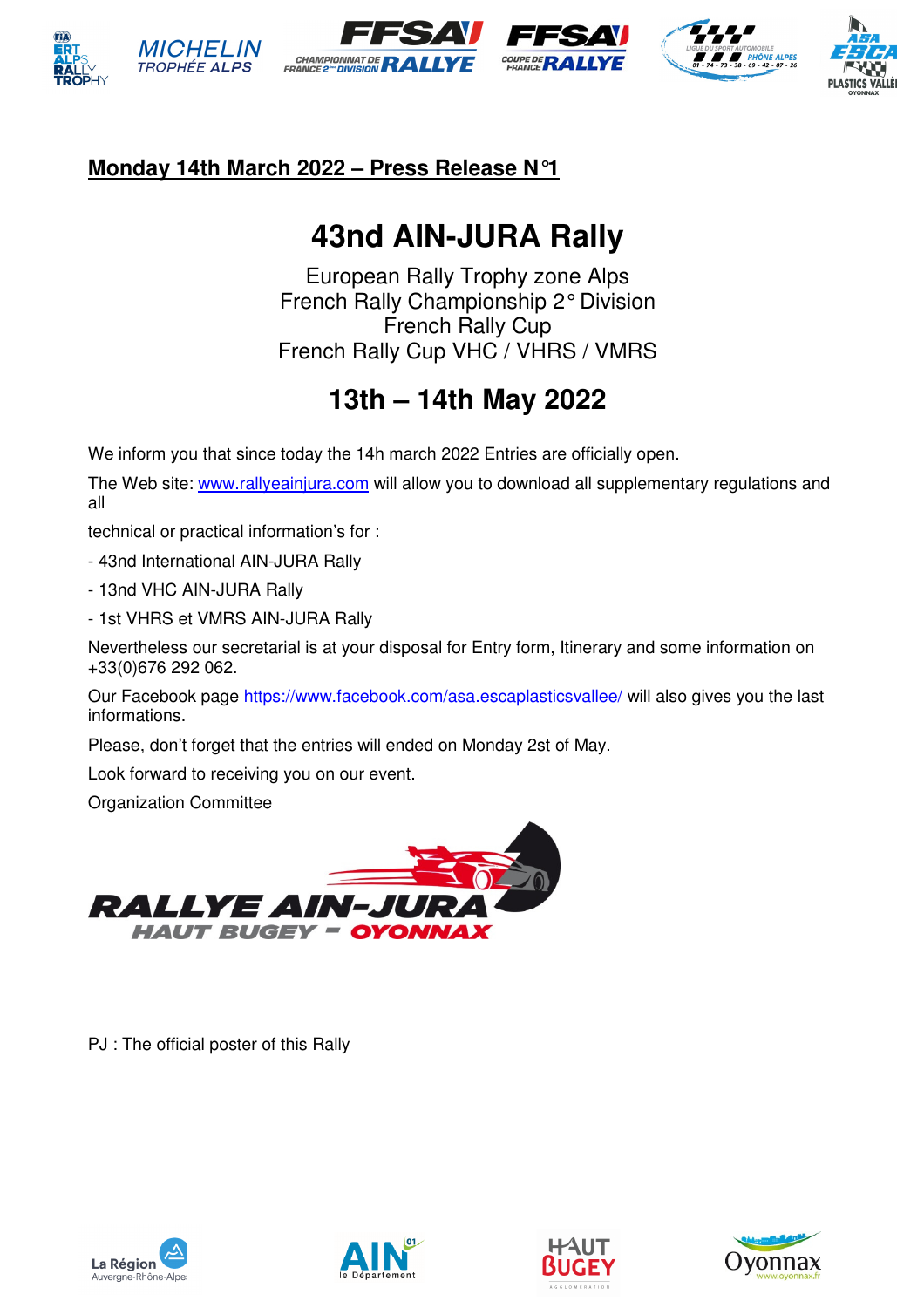**Monday 14th March 2022 – Press Release N°1**

# 43nd AIN-JURA Rally

European Rally Trophy zone Alps
French Rally Championship 2° Division
French Rally Cup
French Rally Cup VHC / VHRS / VMRS

## 13th – 14th May 2022

We inform you that since today the 14h march 2022 Entries are officially open.

The Web site: www.rallyeainjura.com will allow you to download all supplementary regulations and all

technical or practical information's for :

- 43nd International AIN-JURA Rally
- 13nd VHC AIN-JURA Rally
- 1st VHRS et VMRS AIN-JURA Rally

Nevertheless our secretarial is at your disposal for Entry form, Itinerary and some information on +33(0)676 292 062.

Our Facebook page https://www.facebook.com/asa.escaplasticsvallee/ will also gives you the last informations.

Please, don't forget that the entries will ended on Monday 2st of May.

Look forward to receiving you on our event.

Organization Committee

RALLYE AIN-JURA
HAUT BUGEY - OYONNAX

PJ : The official poster of this Rally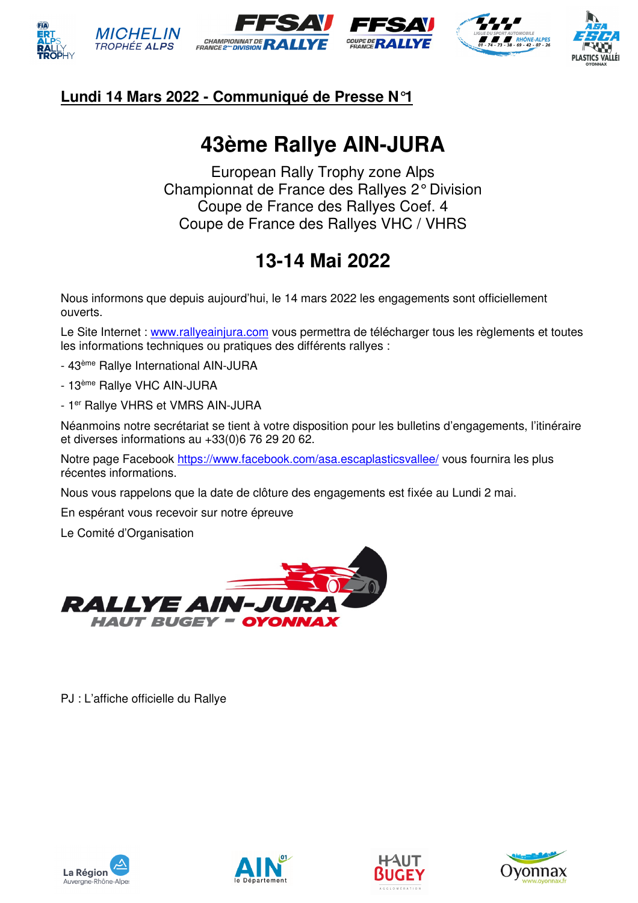**Lundi 14 Mars 2022 - Communiqué de Presse N°1**

# 43ème Rallye AIN-JURA

European Rally Trophy zone Alps
Championnat de France des Rallyes 2° Division
Coupe de France des Rallyes Coef. 4
Coupe de France des Rallyes VHC / VHRS

## 13-14 Mai 2022

Nous informons que depuis aujourd'hui, le 14 mars 2022 les engagements sont officiellement ouverts.

Le Site Internet : www.rallyeainjura.com vous permettra de télécharger tous les règlements et toutes les informations techniques ou pratiques des différents rallyes :

- 43ème Rallye International AIN-JURA
- 13ème Rallye VHC AIN-JURA
- 1er Rallye VHRS et VMRS AIN-JURA

Néanmoins notre secrétariat se tient à votre disposition pour les bulletins d'engagements, l'itinéraire et diverses informations au +33(0)6 76 29 20 62.

Notre page Facebook https://www.facebook.com/asa.escaplasticsvallee/ vous fournira les plus récentes informations.

Nous vous rappelons que la date de clôture des engagements est fixée au Lundi 2 mai.

En espérant vous recevoir sur notre épreuve

Le Comité d'Organisation

RALLYE AIN-JURA
HAUT BUGEY - OYONNAX

PJ : L'affiche officielle du Rallye